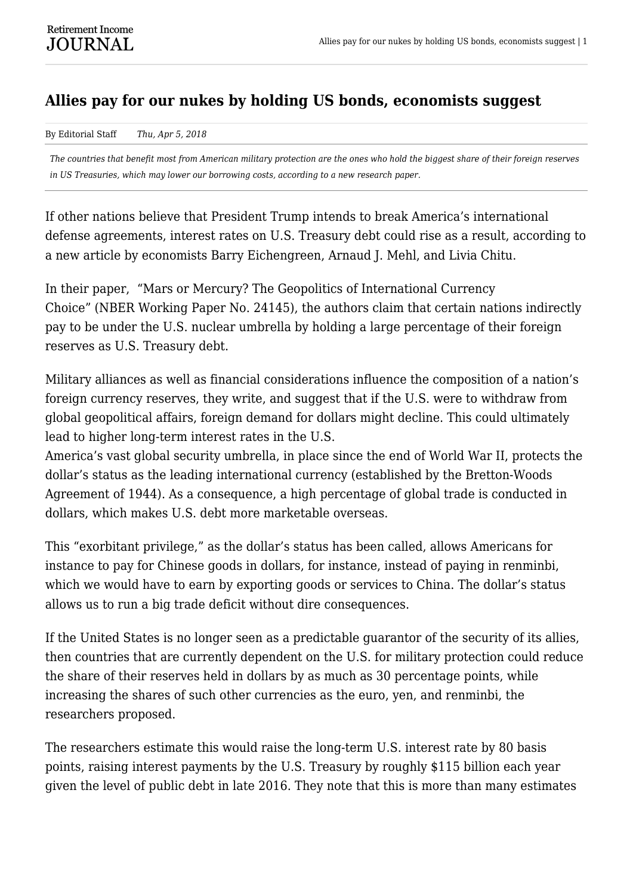# Allies pay for our nukes by holding US bonds, economists suggest

By Editorial Staff *Thu, Apr 5, 2018*

*The countries that benefit most from American military protection are the ones who hold the biggest share of their foreign reserves in US Treasuries, which may lower our borrowing costs, according to a new research paper.*

If other nations believe that President Trump intends to break America's international defense agreements, interest rates on U.S. Treasury debt could rise as a result, according to a new article by economists Barry Eichengreen, Arnaud J. Mehl, and Livia Chitu.

In their paper, "Mars or Mercury? The Geopolitics of International Currency Choice" (NBER Working Paper No. 24145), the authors claim that certain nations indirectly pay to be under the U.S. nuclear umbrella by holding a large percentage of their foreign reserves as U.S. Treasury debt.

Military alliances as well as financial considerations influence the composition of a nation's foreign currency reserves, they write, and suggest that if the U.S. were to withdraw from global geopolitical affairs, foreign demand for dollars might decline. This could ultimately lead to higher long-term interest rates in the U.S.
America's vast global security umbrella, in place since the end of World War II, protects the dollar's status as the leading international currency (established by the Bretton-Woods Agreement of 1944). As a consequence, a high percentage of global trade is conducted in dollars, which makes U.S. debt more marketable overseas.

This "exorbitant privilege," as the dollar's status has been called, allows Americans for instance to pay for Chinese goods in dollars, for instance, instead of paying in renminbi, which we would have to earn by exporting goods or services to China. The dollar's status allows us to run a big trade deficit without dire consequences.

If the United States is no longer seen as a predictable guarantor of the security of its allies, then countries that are currently dependent on the U.S. for military protection could reduce the share of their reserves held in dollars by as much as 30 percentage points, while increasing the shares of such other currencies as the euro, yen, and renminbi, the researchers proposed.

The researchers estimate this would raise the long-term U.S. interest rate by 80 basis points, raising interest payments by the U.S. Treasury by roughly $115 billion each year given the level of public debt in late 2016. They note that this is more than many estimates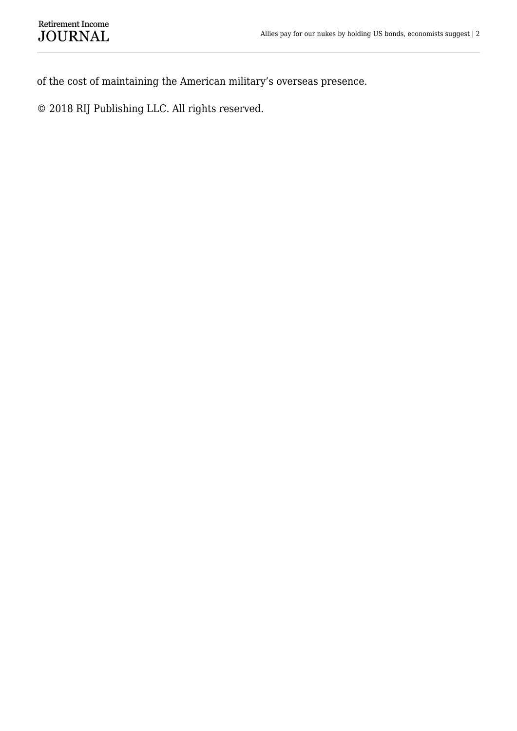of the cost of maintaining the American military's overseas presence.

© 2018 RIJ Publishing LLC. All rights reserved.